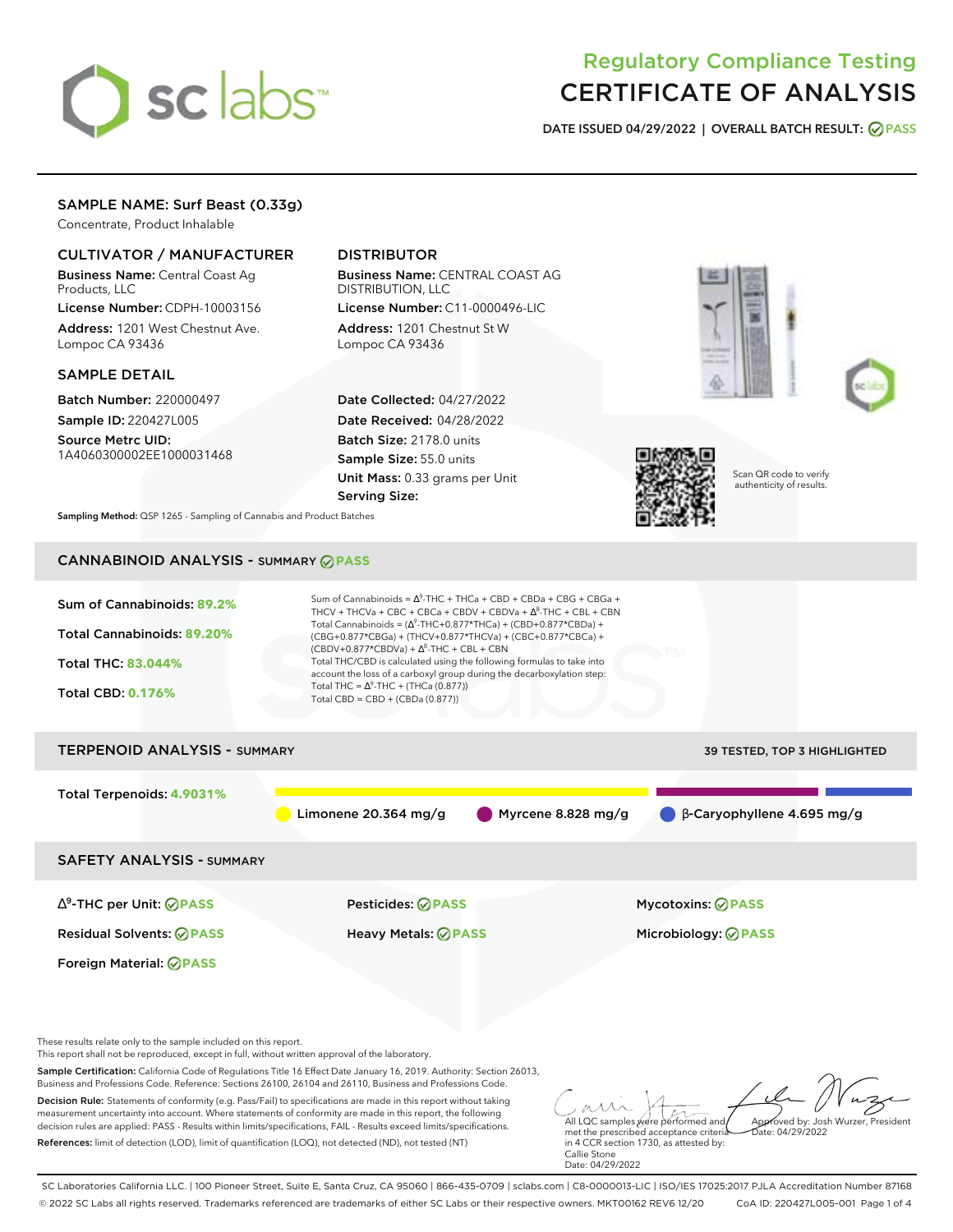# Regulatory Compliance Testing
# CERTIFICATE OF ANALYSIS

**DATE ISSUED 04/29/2022 | OVERALL BATCH RESULT: PASS**

## SAMPLE NAME: Surf Beast (0.33g)

Concentrate, Product Inhalable

### CULTIVATOR / MANUFACTURER

**Business Name:** Central Coast Ag Products, LLC

**License Number:** CDPH-10003156

**Address:** 1201 West Chestnut Ave. Lompoc CA 93436

### DISTRIBUTOR

**Business Name:** CENTRAL COAST AG DISTRIBUTION, LLC

**License Number:** C11-0000496-LIC

**Address:** 1201 Chestnut St W Lompoc CA 93436

### SAMPLE DETAIL

**Batch Number:** 220000497

**Sample ID:** 220427L005

**Source Metrc UID:** 1A4060300002EE1000031468

**Date Collected:** 04/27/2022

**Date Received:** 04/28/2022

**Batch Size:** 2178.0 units

**Sample Size:** 55.0 units

**Unit Mass:** 0.33 grams per Unit

**Serving Size:**

Scan QR code to verify authenticity of results.

**Sampling Method:** QSP 1265 - Sampling of Cannabis and Product Batches

## CANNABINOID ANALYSIS - SUMMARY PASS

**Sum of Cannabinoids: 89.2%**

**Total Cannabinoids: 89.20%**

**Total THC: 83.044%**

**Total CBD: 0.176%**

Sum of Cannabinoids = $\Delta^9$-THC + THCa + CBD + CBDa + CBG + CBGa + THCV + THCVa + CBC + CBCa + CBDV + CBDVa + $\Delta^8$-THC + CBL + CBN

Total Cannabinoids = ($\Delta^9$-THC+0.877*THCa) + (CBD+0.877*CBDa) + (CBG+0.877*CBGa) + (THCV+0.877*THCVa) + (CBC+0.877*CBCa) + (CBDV+0.877*CBDVa) + $\Delta^8$-THC + CBL + CBN

Total THC/CBD is calculated using the following formulas to take into account the loss of a carboxyl group during the decarboxylation step:

Total THC = $\Delta^9$-THC + (THCa (0.877))

Total CBD = CBD + (CBDa (0.877))

## TERPENOID ANALYSIS - SUMMARY

39 TESTED, TOP 3 HIGHLIGHTED

**Total Terpenoids: 4.9031%**

Limonene 20.364 mg/g | Myrcene 8.828 mg/g | β-Caryophyllene 4.695 mg/g

## SAFETY ANALYSIS - SUMMARY

| | | |
|---|---|---|
| $\Delta^9$-THC per Unit: PASS | Pesticides: PASS | Mycotoxins: PASS |
| Residual Solvents: PASS | Heavy Metals: PASS | Microbiology: PASS |
| Foreign Material: PASS | | |

These results relate only to the sample included on this report.

This report shall not be reproduced, except in full, without written approval of the laboratory.

**Sample Certification:** California Code of Regulations Title 16 Effect Date January 16, 2019. Authority: Section 26013, Business and Professions Code. Reference: Sections 26100, 26104 and 26110, Business and Professions Code.

**Decision Rule:** Statements of conformity (e.g. Pass/Fail) to specifications are made in this report without taking measurement uncertainty into account. Where statements of conformity are made in this report, the following decision rules are applied: PASS - Results within limits/specifications, FAIL - Results exceed limits/specifications.

**References:** limit of detection (LOD), limit of quantification (LOQ), not detected (ND), not tested (NT)

All LQC samples were performed and met the prescribed acceptance criteria in 4 CCR section 1730, as attested by: Callie Stone Date: 04/29/2022

Approved by: Josh Wurzer, President Date: 04/29/2022

SC Laboratories California LLC. | 100 Pioneer Street, Suite E, Santa Cruz, CA 95060 | 866-435-0709 | sclabs.com | C8-0000013-LIC | ISO/IES 17025:2017 PJLA Accreditation Number 87168

© 2022 SC Labs all rights reserved. Trademarks referenced are trademarks of either SC Labs or their respective owners. MKT00162 REV6 12/20 CoA ID: 220427L005-001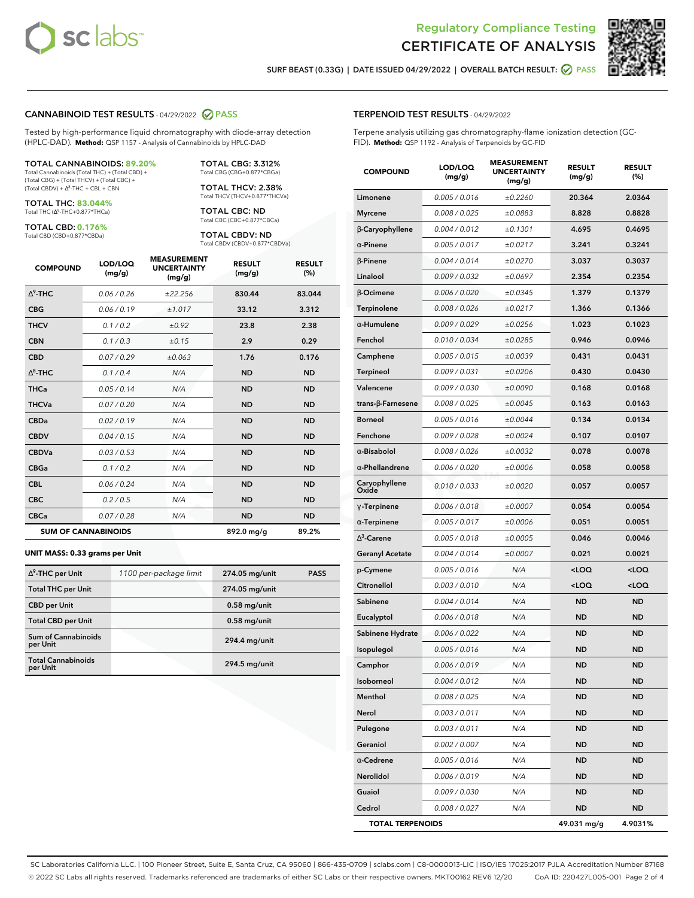Regulatory Compliance Testing
# CERTIFICATE OF ANALYSIS

SURF BEAST (0.33G) | DATE ISSUED 04/29/2022 | OVERALL BATCH RESULT: PASS

## CANNABINOID TEST RESULTS - 04/29/2022 PASS

Tested by high-performance liquid chromatography with diode-array detection (HPLC-DAD). **Method:** QSP 1157 - Analysis of Cannabinoids by HPLC-DAD

**TOTAL CANNABINOIDS: 89.20%**
Total Cannabinoids (Total THC) + (Total CBD) + (Total CBG) + (Total THCV) + (Total CBC) + (Total CBDV) + Δ⁸-THC + CBL + CBN

**TOTAL THC: 83.044%**
Total THC (Δ⁹-THC+0.877*THCa)

**TOTAL CBD: 0.176%**
Total CBD (CBD+0.877*CBDa)

**TOTAL CBG: 3.312%**
Total CBG (CBG+0.877*CBGa)

**TOTAL THCV: 2.38%**
Total THCV (THCV+0.877*THCVa)

**TOTAL CBC: ND**
Total CBC (CBC+0.877*CBCa)

**TOTAL CBDV: ND**
Total CBDV (CBDV+0.877*CBDVa)

| COMPOUND | LOD/LOQ (mg/g) | MEASUREMENT UNCERTAINTY (mg/g) | RESULT (mg/g) | RESULT (%) |
|---|---|---|---|---|
| Δ⁹-THC | 0.06 / 0.26 | ±22.256 | 830.44 | 83.044 |
| CBG | 0.06 / 0.19 | ±1.017 | 33.12 | 3.312 |
| THCV | 0.1 / 0.2 | ±0.92 | 23.8 | 2.38 |
| CBN | 0.1 / 0.3 | ±0.15 | 2.9 | 0.29 |
| CBD | 0.07 / 0.29 | ±0.063 | 1.76 | 0.176 |
| Δ⁸-THC | 0.1 / 0.4 | N/A | ND | ND |
| THCa | 0.05 / 0.14 | N/A | ND | ND |
| THCVa | 0.07 / 0.20 | N/A | ND | ND |
| CBDa | 0.02 / 0.19 | N/A | ND | ND |
| CBDV | 0.04 / 0.15 | N/A | ND | ND |
| CBDVa | 0.03 / 0.53 | N/A | ND | ND |
| CBGa | 0.1 / 0.2 | N/A | ND | ND |
| CBL | 0.06 / 0.24 | N/A | ND | ND |
| CBC | 0.2 / 0.5 | N/A | ND | ND |
| CBCa | 0.07 / 0.28 | N/A | ND | ND |
| **SUM OF CANNABINOIDS** | | | 892.0 mg/g | 89.2% |

**UNIT MASS: 0.33 grams per Unit**

| | | | |
|---|---|---|---|
| Δ⁹-THC per Unit | 1100 per-package limit | 274.05 mg/unit | PASS |
| Total THC per Unit | | 274.05 mg/unit | |
| CBD per Unit | | 0.58 mg/unit | |
| Total CBD per Unit | | 0.58 mg/unit | |
| Sum of Cannabinoids per Unit | | 294.4 mg/unit | |
| Total Cannabinoids per Unit | | 294.5 mg/unit | |

## TERPENOID TEST RESULTS - 04/29/2022

Terpene analysis utilizing gas chromatography-flame ionization detection (GC-FID). **Method:** QSP 1192 - Analysis of Terpenoids by GC-FID

| COMPOUND | LOD/LOQ (mg/g) | MEASUREMENT UNCERTAINTY (mg/g) | RESULT (mg/g) | RESULT (%) |
|---|---|---|---|---|
| Limonene | 0.005 / 0.016 | ±0.2260 | 20.364 | 2.0364 |
| Myrcene | 0.008 / 0.025 | ±0.0883 | 8.828 | 0.8828 |
| β-Caryophyllene | 0.004 / 0.012 | ±0.1301 | 4.695 | 0.4695 |
| α-Pinene | 0.005 / 0.017 | ±0.0217 | 3.241 | 0.3241 |
| β-Pinene | 0.004 / 0.014 | ±0.0270 | 3.037 | 0.3037 |
| Linalool | 0.009 / 0.032 | ±0.0697 | 2.354 | 0.2354 |
| β-Ocimene | 0.006 / 0.020 | ±0.0345 | 1.379 | 0.1379 |
| Terpinolene | 0.008 / 0.026 | ±0.0217 | 1.366 | 0.1366 |
| α-Humulene | 0.009 / 0.029 | ±0.0256 | 1.023 | 0.1023 |
| Fenchol | 0.010 / 0.034 | ±0.0285 | 0.946 | 0.0946 |
| Camphene | 0.005 / 0.015 | ±0.0039 | 0.431 | 0.0431 |
| Terpineol | 0.009 / 0.031 | ±0.0206 | 0.430 | 0.0430 |
| Valencene | 0.009 / 0.030 | ±0.0090 | 0.168 | 0.0168 |
| trans-β-Farnesene | 0.008 / 0.025 | ±0.0045 | 0.163 | 0.0163 |
| Borneol | 0.005 / 0.016 | ±0.0044 | 0.134 | 0.0134 |
| Fenchone | 0.009 / 0.028 | ±0.0024 | 0.107 | 0.0107 |
| α-Bisabolol | 0.008 / 0.026 | ±0.0032 | 0.078 | 0.0078 |
| α-Phellandrene | 0.006 / 0.020 | ±0.0006 | 0.058 | 0.0058 |
| Caryophyllene Oxide | 0.010 / 0.033 | ±0.0020 | 0.057 | 0.0057 |
| γ-Terpinene | 0.006 / 0.018 | ±0.0007 | 0.054 | 0.0054 |
| α-Terpinene | 0.005 / 0.017 | ±0.0006 | 0.051 | 0.0051 |
| Δ³-Carene | 0.005 / 0.018 | ±0.0005 | 0.046 | 0.0046 |
| Geranyl Acetate | 0.004 / 0.014 | ±0.0007 | 0.021 | 0.0021 |
| p-Cymene | 0.005 / 0.016 | N/A | <LOQ | <LOQ |
| Citronellol | 0.003 / 0.010 | N/A | <LOQ | <LOQ |
| Sabinene | 0.004 / 0.014 | N/A | ND | ND |
| Eucalyptol | 0.006 / 0.018 | N/A | ND | ND |
| Sabinene Hydrate | 0.006 / 0.022 | N/A | ND | ND |
| Isopulegol | 0.005 / 0.016 | N/A | ND | ND |
| Camphor | 0.006 / 0.019 | N/A | ND | ND |
| Isoborneol | 0.004 / 0.012 | N/A | ND | ND |
| Menthol | 0.008 / 0.025 | N/A | ND | ND |
| Nerol | 0.003 / 0.011 | N/A | ND | ND |
| Pulegone | 0.003 / 0.011 | N/A | ND | ND |
| Geraniol | 0.002 / 0.007 | N/A | ND | ND |
| α-Cedrene | 0.005 / 0.016 | N/A | ND | ND |
| Nerolidol | 0.006 / 0.019 | N/A | ND | ND |
| Guaiol | 0.009 / 0.030 | N/A | ND | ND |
| Cedrol | 0.008 / 0.027 | N/A | ND | ND |
| **TOTAL TERPENOIDS** | | | 49.031 mg/g | 4.9031% |

SC Laboratories California LLC. | 100 Pioneer Street, Suite E, Santa Cruz, CA 95060 | 866-435-0709 | sclabs.com | C8-0000013-LIC | ISO/IES 17025:2017 PJLA Accreditation Number 87168
© 2022 SC Labs all rights reserved. Trademarks referenced are trademarks of either SC Labs or their respective owners. MKT00162 REV6 12/20 CoA ID: 220427L005-001